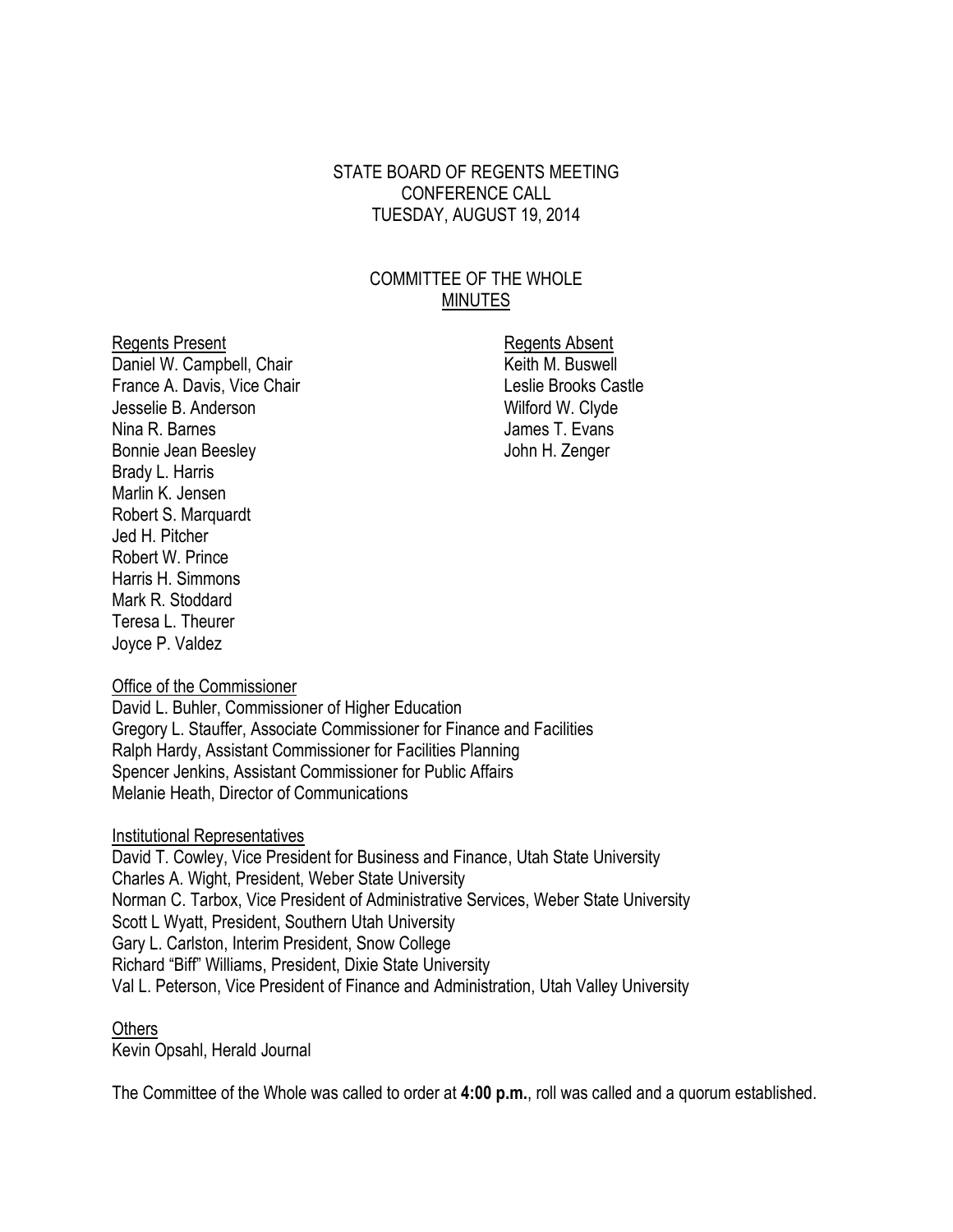STATE BOARD OF REGENTS MEETING
CONFERENCE CALL
TUESDAY, AUGUST 19, 2014

COMMITTEE OF THE WHOLE
MINUTES

Regents Present
Daniel W. Campbell, Chair
France A. Davis, Vice Chair
Jesselie B. Anderson
Nina R. Barnes
Bonnie Jean Beesley
Brady L. Harris
Marlin K. Jensen
Robert S. Marquardt
Jed H. Pitcher
Robert W. Prince
Harris H. Simmons
Mark R. Stoddard
Teresa L. Theurer
Joyce P. Valdez

Regents Absent
Keith M. Buswell
Leslie Brooks Castle
Wilford W. Clyde
James T. Evans
John H. Zenger

Office of the Commissioner
David L. Buhler, Commissioner of Higher Education
Gregory L. Stauffer, Associate Commissioner for Finance and Facilities
Ralph Hardy, Assistant Commissioner for Facilities Planning
Spencer Jenkins, Assistant Commissioner for Public Affairs
Melanie Heath, Director of Communications

Institutional Representatives
David T. Cowley, Vice President for Business and Finance, Utah State University
Charles A. Wight, President, Weber State University
Norman C. Tarbox, Vice President of Administrative Services, Weber State University
Scott L Wyatt, President, Southern Utah University
Gary L. Carlston, Interim President, Snow College
Richard "Biff" Williams, President, Dixie State University
Val L. Peterson, Vice President of Finance and Administration, Utah Valley University

Others
Kevin Opsahl, Herald Journal

The Committee of the Whole was called to order at **4:00 p.m.**, roll was called and a quorum established.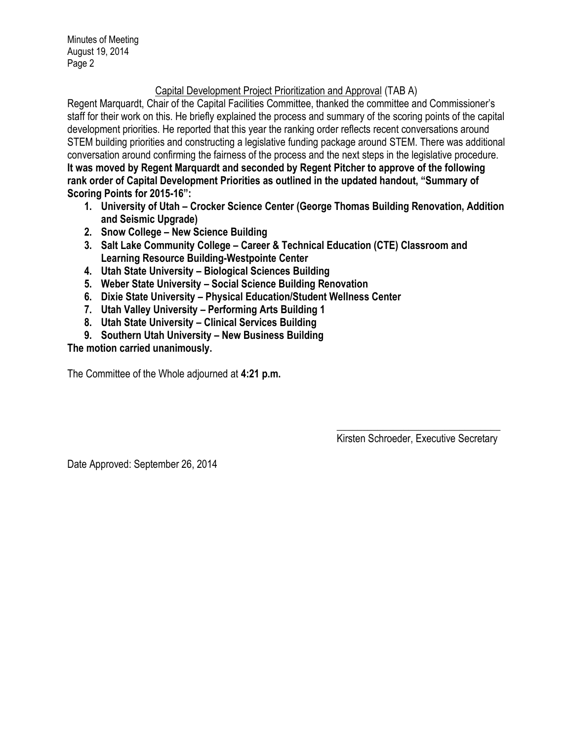Capital Development Project Prioritization and Approval (TAB A)

Regent Marquardt, Chair of the Capital Facilities Committee, thanked the committee and Commissioner's staff for their work on this. He briefly explained the process and summary of the scoring points of the capital development priorities. He reported that this year the ranking order reflects recent conversations around STEM building priorities and constructing a legislative funding package around STEM. There was additional conversation around confirming the fairness of the process and the next steps in the legislative procedure. **It was moved by Regent Marquardt and seconded by Regent Pitcher to approve of the following rank order of Capital Development Priorities as outlined in the updated handout, "Summary of Scoring Points for 2015-16":**

1. **University of Utah – Crocker Science Center (George Thomas Building Renovation, Addition and Seismic Upgrade)**
2. **Snow College – New Science Building**
3. **Salt Lake Community College – Career & Technical Education (CTE) Classroom and Learning Resource Building-Westpointe Center**
4. **Utah State University – Biological Sciences Building**
5. **Weber State University – Social Science Building Renovation**
6. **Dixie State University – Physical Education/Student Wellness Center**
7. **Utah Valley University – Performing Arts Building 1**
8. **Utah State University – Clinical Services Building**
9. **Southern Utah University – New Business Building**

**The motion carried unanimously.**

The Committee of the Whole adjourned at **4:21 p.m.**

\_\_\_\_\_\_\_\_\_\_\_\_\_\_\_\_\_\_\_\_\_\_\_\_\_\_\_\_\_\_\_\_

Kirsten Schroeder, Executive Secretary

Date Approved: September 26, 2014